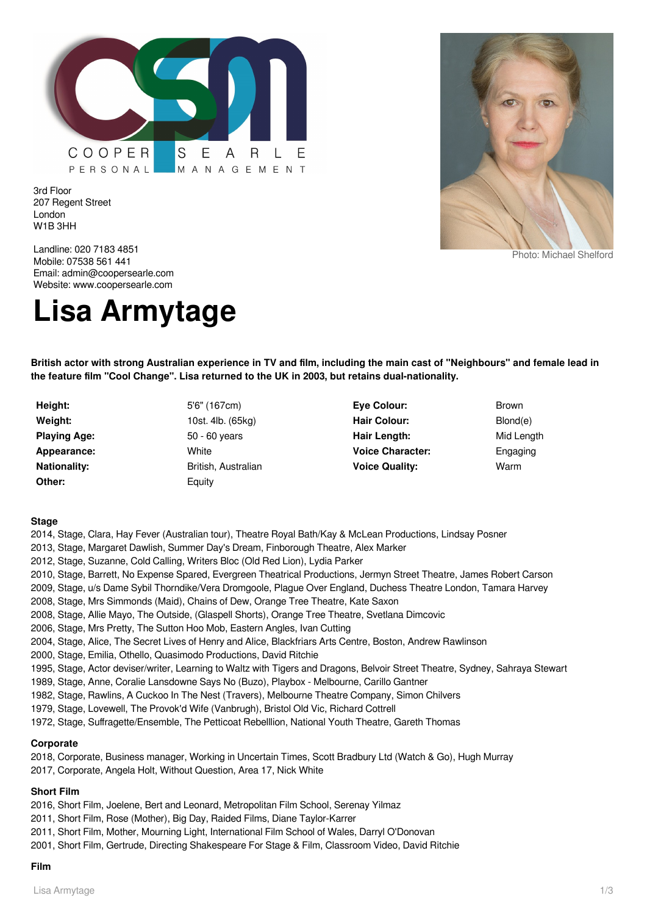COOPER SEARLE PERSONAL MANAGEMENT

3rd Floor
207 Regent Street
London
W1B 3HH

Landline: 020 7183 4851
Mobile: 07538 561 441
Email: admin@coopersearle.com
Website: www.coopersearle.com

Photo: Michael Shelford

# Lisa Armytage

**British actor with strong Australian experience in TV and film, including the main cast of "Neighbours" and female lead in the feature film "Cool Change". Lisa returned to the UK in 2003, but retains dual-nationality.**

| | | | |
|---|---|---|---|
| **Height:** | 5'6" (167cm) | **Eye Colour:** | Brown |
| **Weight:** | 10st. 4lb. (65kg) | **Hair Colour:** | Blond(e) |
| **Playing Age:** | 50 - 60 years | **Hair Length:** | Mid Length |
| **Appearance:** | White | **Voice Character:** | Engaging |
| **Nationality:** | British, Australian | **Voice Quality:** | Warm |
| **Other:** | Equity | | |

### Stage

2014, Stage, Clara, Hay Fever (Australian tour), Theatre Royal Bath/Kay & McLean Productions, Lindsay Posner
2013, Stage, Margaret Dawlish, Summer Day's Dream, Finborough Theatre, Alex Marker
2012, Stage, Suzanne, Cold Calling, Writers Bloc (Old Red Lion), Lydia Parker
2010, Stage, Barrett, No Expense Spared, Evergreen Theatrical Productions, Jermyn Street Theatre, James Robert Carson
2009, Stage, u/s Dame Sybil Thorndike/Vera Dromgoole, Plague Over England, Duchess Theatre London, Tamara Harvey
2008, Stage, Mrs Simmonds (Maid), Chains of Dew, Orange Tree Theatre, Kate Saxon
2008, Stage, Allie Mayo, The Outside, (Glaspell Shorts), Orange Tree Theatre, Svetlana Dimcovic
2006, Stage, Mrs Pretty, The Sutton Hoo Mob, Eastern Angles, Ivan Cutting
2004, Stage, Alice, The Secret Lives of Henry and Alice, Blackfriars Arts Centre, Boston, Andrew Rawlinson
2000, Stage, Emilia, Othello, Quasimodo Productions, David Ritchie
1995, Stage, Actor deviser/writer, Learning to Waltz with Tigers and Dragons, Belvoir Street Theatre, Sydney, Sahraya Stewart
1989, Stage, Anne, Coralie Lansdowne Says No (Buzo), Playbox - Melbourne, Carillo Gantner
1982, Stage, Rawlins, A Cuckoo In The Nest (Travers), Melbourne Theatre Company, Simon Chilvers
1979, Stage, Lovewell, The Provok'd Wife (Vanbrugh), Bristol Old Vic, Richard Cottrell
1972, Stage, Suffragette/Ensemble, The Petticoat Rebelllion, National Youth Theatre, Gareth Thomas

### Corporate

2018, Corporate, Business manager, Working in Uncertain Times, Scott Bradbury Ltd (Watch & Go), Hugh Murray
2017, Corporate, Angela Holt, Without Question, Area 17, Nick White

### Short Film

2016, Short Film, Joelene, Bert and Leonard, Metropolitan Film School, Serenay Yilmaz
2011, Short Film, Rose (Mother), Big Day, Raided Films, Diane Taylor-Karrer
2011, Short Film, Mother, Mourning Light, International Film School of Wales, Darryl O'Donovan
2001, Short Film, Gertrude, Directing Shakespeare For Stage & Film, Classroom Video, David Ritchie

### Film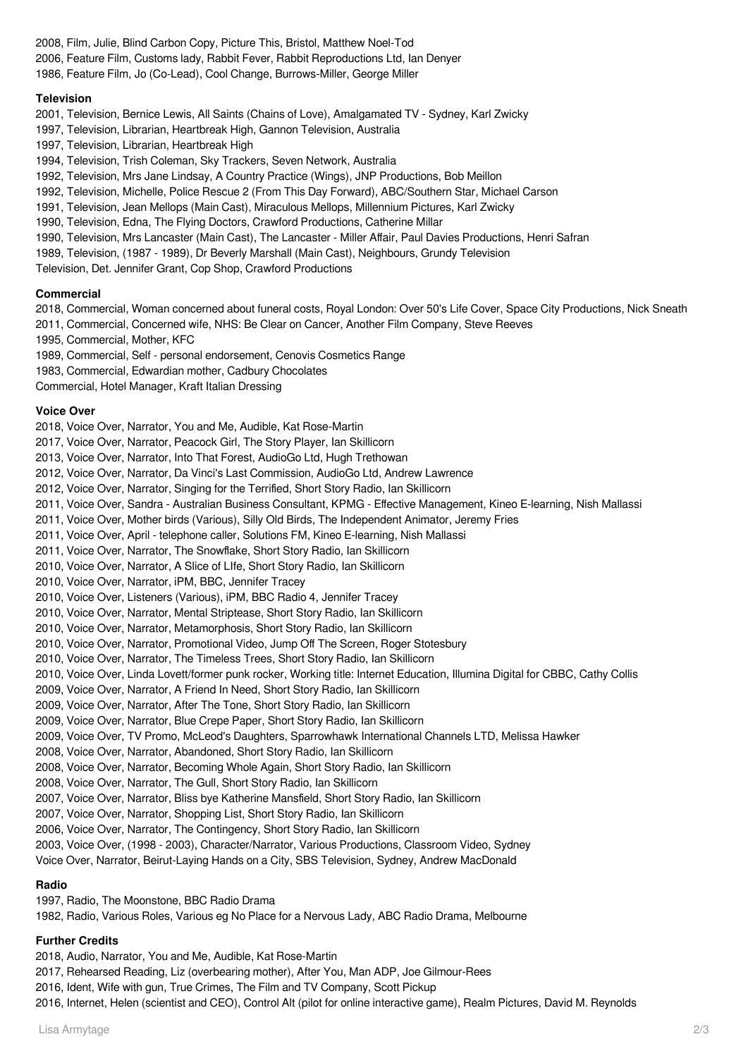2008, Film, Julie, Blind Carbon Copy, Picture This, Bristol, Matthew Noel-Tod
2006, Feature Film, Customs lady, Rabbit Fever, Rabbit Reproductions Ltd, Ian Denyer
1986, Feature Film, Jo (Co-Lead), Cool Change, Burrows-Miller, George Miller

### Television

2001, Television, Bernice Lewis, All Saints (Chains of Love), Amalgamated TV - Sydney, Karl Zwicky
1997, Television, Librarian, Heartbreak High, Gannon Television, Australia
1997, Television, Librarian, Heartbreak High
1994, Television, Trish Coleman, Sky Trackers, Seven Network, Australia
1992, Television, Mrs Jane Lindsay, A Country Practice (Wings), JNP Productions, Bob Meillon
1992, Television, Michelle, Police Rescue 2 (From This Day Forward), ABC/Southern Star, Michael Carson
1991, Television, Jean Mellops (Main Cast), Miraculous Mellops, Millennium Pictures, Karl Zwicky
1990, Television, Edna, The Flying Doctors, Crawford Productions, Catherine Millar
1990, Television, Mrs Lancaster (Main Cast), The Lancaster - Miller Affair, Paul Davies Productions, Henri Safran
1989, Television, (1987 - 1989), Dr Beverly Marshall (Main Cast), Neighbours, Grundy Television
Television, Det. Jennifer Grant, Cop Shop, Crawford Productions

### Commercial

2018, Commercial, Woman concerned about funeral costs, Royal London: Over 50's Life Cover, Space City Productions, Nick Sneath
2011, Commercial, Concerned wife, NHS: Be Clear on Cancer, Another Film Company, Steve Reeves
1995, Commercial, Mother, KFC
1989, Commercial, Self - personal endorsement, Cenovis Cosmetics Range
1983, Commercial, Edwardian mother, Cadbury Chocolates
Commercial, Hotel Manager, Kraft Italian Dressing

### Voice Over

2018, Voice Over, Narrator, You and Me, Audible, Kat Rose-Martin
2017, Voice Over, Narrator, Peacock Girl, The Story Player, Ian Skillicorn
2013, Voice Over, Narrator, Into That Forest, AudioGo Ltd, Hugh Trethowan
2012, Voice Over, Narrator, Da Vinci's Last Commission, AudioGo Ltd, Andrew Lawrence
2012, Voice Over, Narrator, Singing for the Terrified, Short Story Radio, Ian Skillicorn
2011, Voice Over, Sandra - Australian Business Consultant, KPMG - Effective Management, Kineo E-learning, Nish Mallassi
2011, Voice Over, Mother birds (Various), Silly Old Birds, The Independent Animator, Jeremy Fries
2011, Voice Over, April - telephone caller, Solutions FM, Kineo E-learning, Nish Mallassi
2011, Voice Over, Narrator, The Snowflake, Short Story Radio, Ian Skillicorn
2010, Voice Over, Narrator, A Slice of LIfe, Short Story Radio, Ian Skillicorn
2010, Voice Over, Narrator, iPM, BBC, Jennifer Tracey
2010, Voice Over, Listeners (Various), iPM, BBC Radio 4, Jennifer Tracey
2010, Voice Over, Narrator, Mental Striptease, Short Story Radio, Ian Skillicorn
2010, Voice Over, Narrator, Metamorphosis, Short Story Radio, Ian Skillicorn
2010, Voice Over, Narrator, Promotional Video, Jump Off The Screen, Roger Stotesbury
2010, Voice Over, Narrator, The Timeless Trees, Short Story Radio, Ian Skillicorn
2010, Voice Over, Linda Lovett/former punk rocker, Working title: Internet Education, Illumina Digital for CBBC, Cathy Collis
2009, Voice Over, Narrator, A Friend In Need, Short Story Radio, Ian Skillicorn
2009, Voice Over, Narrator, After The Tone, Short Story Radio, Ian Skillicorn
2009, Voice Over, Narrator, Blue Crepe Paper, Short Story Radio, Ian Skillicorn
2009, Voice Over, TV Promo, McLeod's Daughters, Sparrowhawk International Channels LTD, Melissa Hawker
2008, Voice Over, Narrator, Abandoned, Short Story Radio, Ian Skillicorn
2008, Voice Over, Narrator, Becoming Whole Again, Short Story Radio, Ian Skillicorn
2008, Voice Over, Narrator, The Gull, Short Story Radio, Ian Skillicorn
2007, Voice Over, Narrator, Bliss bye Katherine Mansfield, Short Story Radio, Ian Skillicorn
2007, Voice Over, Narrator, Shopping List, Short Story Radio, Ian Skillicorn
2006, Voice Over, Narrator, The Contingency, Short Story Radio, Ian Skillicorn
2003, Voice Over, (1998 - 2003), Character/Narrator, Various Productions, Classroom Video, Sydney
Voice Over, Narrator, Beirut-Laying Hands on a City, SBS Television, Sydney, Andrew MacDonald

### Radio

1997, Radio, The Moonstone, BBC Radio Drama
1982, Radio, Various Roles, Various eg No Place for a Nervous Lady, ABC Radio Drama, Melbourne

### Further Credits

2018, Audio, Narrator, You and Me, Audible, Kat Rose-Martin
2017, Rehearsed Reading, Liz (overbearing mother), After You, Man ADP, Joe Gilmour-Rees
2016, Ident, Wife with gun, True Crimes, The Film and TV Company, Scott Pickup
2016, Internet, Helen (scientist and CEO), Control Alt (pilot for online interactive game), Realm Pictures, David M. Reynolds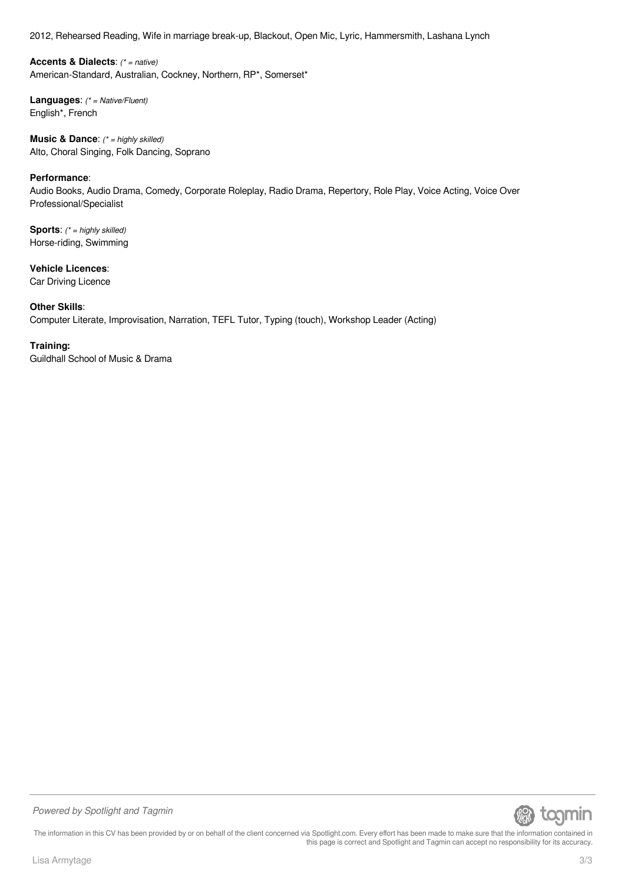2012, Rehearsed Reading, Wife in marriage break-up, Blackout, Open Mic, Lyric, Hammersmith, Lashana Lynch

**Accents & Dialects**: *(* = native)*
American-Standard, Australian, Cockney, Northern, RP*, Somerset*

**Languages**: *(* = Native/Fluent)*
English*, French

**Music & Dance**: *(* = highly skilled)*
Alto, Choral Singing, Folk Dancing, Soprano

**Performance**:
Audio Books, Audio Drama, Comedy, Corporate Roleplay, Radio Drama, Repertory, Role Play, Voice Acting, Voice Over Professional/Specialist

**Sports**: *(* = highly skilled)*
Horse-riding, Swimming

**Vehicle Licences**:
Car Driving Licence

**Other Skills**:
Computer Literate, Improvisation, Narration, TEFL Tutor, Typing (touch), Workshop Leader (Acting)

**Training:**
Guildhall School of Music & Drama

*Powered by Spotlight and Tagmin*

The information in this CV has been provided by or on behalf of the client concerned via Spotlight.com. Every effort has been made to make sure that the information contained in this page is correct and Spotlight and Tagmin can accept no responsibility for its accuracy.